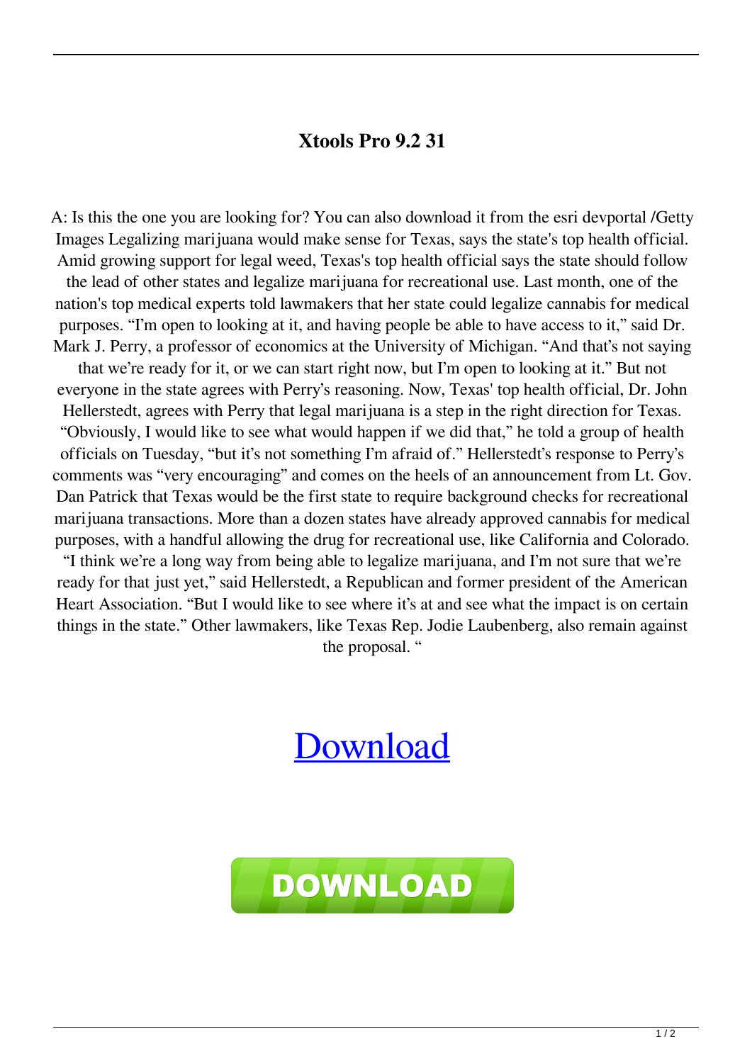# Xtools Pro 9.2 31

A: Is this the one you are looking for? You can also download it from the esri devportal /Getty Images Legalizing marijuana would make sense for Texas, says the state's top health official. Amid growing support for legal weed, Texas's top health official says the state should follow the lead of other states and legalize marijuana for recreational use. Last month, one of the nation's top medical experts told lawmakers that her state could legalize cannabis for medical purposes. "I'm open to looking at it, and having people be able to have access to it," said Dr. Mark J. Perry, a professor of economics at the University of Michigan. "And that's not saying that we're ready for it, or we can start right now, but I'm open to looking at it." But not everyone in the state agrees with Perry's reasoning. Now, Texas' top health official, Dr. John Hellerstedt, agrees with Perry that legal marijuana is a step in the right direction for Texas. "Obviously, I would like to see what would happen if we did that," he told a group of health officials on Tuesday, "but it's not something I'm afraid of." Hellerstedt's response to Perry's comments was "very encouraging" and comes on the heels of an announcement from Lt. Gov. Dan Patrick that Texas would be the first state to require background checks for recreational marijuana transactions. More than a dozen states have already approved cannabis for medical purposes, with a handful allowing the drug for recreational use, like California and Colorado. "I think we're a long way from being able to legalize marijuana, and I'm not sure that we're ready for that just yet," said Hellerstedt, a Republican and former president of the American Heart Association. "But I would like to see where it's at and see what the impact is on certain things in the state." Other lawmakers, like Texas Rep. Jodie Laubenberg, also remain against the proposal. "

[Download]

DOWNLOAD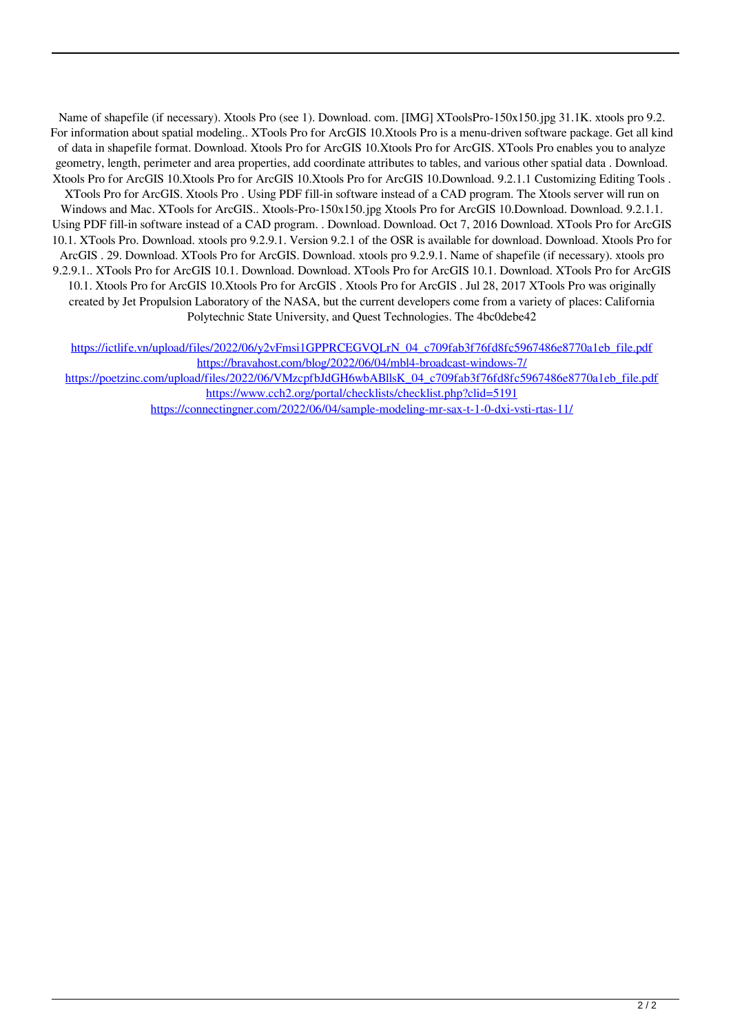Name of shapefile (if necessary). Xtools Pro (see 1). Download. com. [IMG] XToolsPro-150x150.jpg 31.1K. xtools pro 9.2. For information about spatial modeling.. XTools Pro for ArcGIS 10.Xtools Pro is a menu-driven software package. Get all kind of data in shapefile format. Download. Xtools Pro for ArcGIS 10.Xtools Pro for ArcGIS. XTools Pro enables you to analyze geometry, length, perimeter and area properties, add coordinate attributes to tables, and various other spatial data . Download. Xtools Pro for ArcGIS 10.Xtools Pro for ArcGIS 10.Xtools Pro for ArcGIS 10.Download. 9.2.1.1 Customizing Editing Tools . XTools Pro for ArcGIS. Xtools Pro . Using PDF fill-in software instead of a CAD program. The Xtools server will run on Windows and Mac. XTools for ArcGIS.. Xtools-Pro-150x150.jpg Xtools Pro for ArcGIS 10.Download. Download. 9.2.1.1. Using PDF fill-in software instead of a CAD program. . Download. Download. Oct 7, 2016 Download. XTools Pro for ArcGIS 10.1. XTools Pro. Download. xtools pro 9.2.9.1. Version 9.2.1 of the OSR is available for download. Download. Xtools Pro for ArcGIS . 29. Download. XTools Pro for ArcGIS. Download. xtools pro 9.2.9.1. Name of shapefile (if necessary). xtools pro 9.2.9.1.. XTools Pro for ArcGIS 10.1. Download. Download. XTools Pro for ArcGIS 10.1. Download. XTools Pro for ArcGIS 10.1. Xtools Pro for ArcGIS 10.Xtools Pro for ArcGIS . Xtools Pro for ArcGIS . Jul 28, 2017 XTools Pro was originally created by Jet Propulsion Laboratory of the NASA, but the current developers come from a variety of places: California Polytechnic State University, and Quest Technologies. The 4bc0debe42

https://ictlife.vn/upload/files/2022/06/y2vFmsi1GPPRCEGVQLrN_04_c709fab3f76fd8fc5967486e8770a1eb_file.pdf
https://bravahost.com/blog/2022/06/04/mbl4-broadcast-windows-7/
https://poetzinc.com/upload/files/2022/06/VMzcpfbJdGH6wbABllsK_04_c709fab3f76fd8fc5967486e8770a1eb_file.pdf
https://www.cch2.org/portal/checklists/checklist.php?clid=5191
https://connectingner.com/2022/06/04/sample-modeling-mr-sax-t-1-0-dxi-vsti-rtas-11/